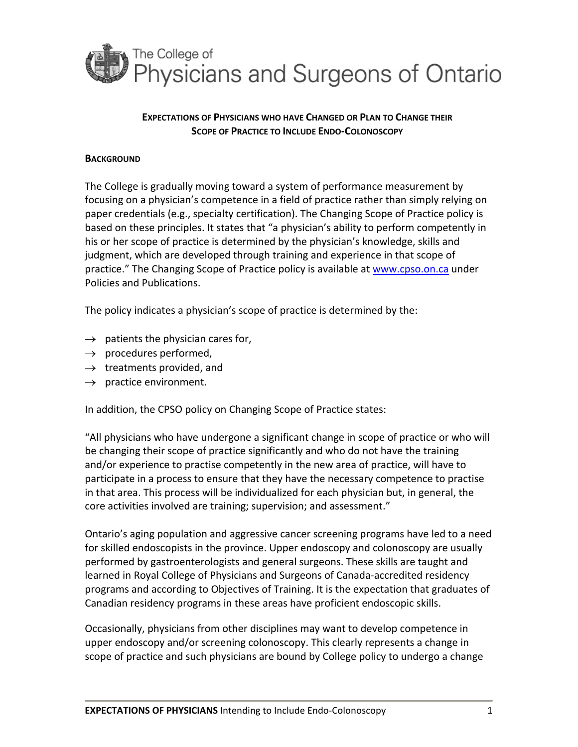The College of Physicians and Surgeons of Ontario

# EXPECTATIONS OF PHYSICIANS WHO HAVE CHANGED OR PLAN TO CHANGE THEIR SCOPE OF PRACTICE TO INCLUDE ENDO-COLONOSCOPY

## BACKGROUND

The College is gradually moving toward a system of performance measurement by focusing on a physician's competence in a field of practice rather than simply relying on paper credentials (e.g., specialty certification). The Changing Scope of Practice policy is based on these principles. It states that "a physician's ability to perform competently in his or her scope of practice is determined by the physician's knowledge, skills and judgment, which are developed through training and experience in that scope of practice." The Changing Scope of Practice policy is available at www.cpso.on.ca under Policies and Publications.

The policy indicates a physician's scope of practice is determined by the:

- patients the physician cares for,
- procedures performed,
- treatments provided, and
- practice environment.

In addition, the CPSO policy on Changing Scope of Practice states:

"All physicians who have undergone a significant change in scope of practice or who will be changing their scope of practice significantly and who do not have the training and/or experience to practise competently in the new area of practice, will have to participate in a process to ensure that they have the necessary competence to practise in that area. This process will be individualized for each physician but, in general, the core activities involved are training; supervision; and assessment."

Ontario's aging population and aggressive cancer screening programs have led to a need for skilled endoscopists in the province. Upper endoscopy and colonoscopy are usually performed by gastroenterologists and general surgeons. These skills are taught and learned in Royal College of Physicians and Surgeons of Canada-accredited residency programs and according to Objectives of Training. It is the expectation that graduates of Canadian residency programs in these areas have proficient endoscopic skills.

Occasionally, physicians from other disciplines may want to develop competence in upper endoscopy and/or screening colonoscopy. This clearly represents a change in scope of practice and such physicians are bound by College policy to undergo a change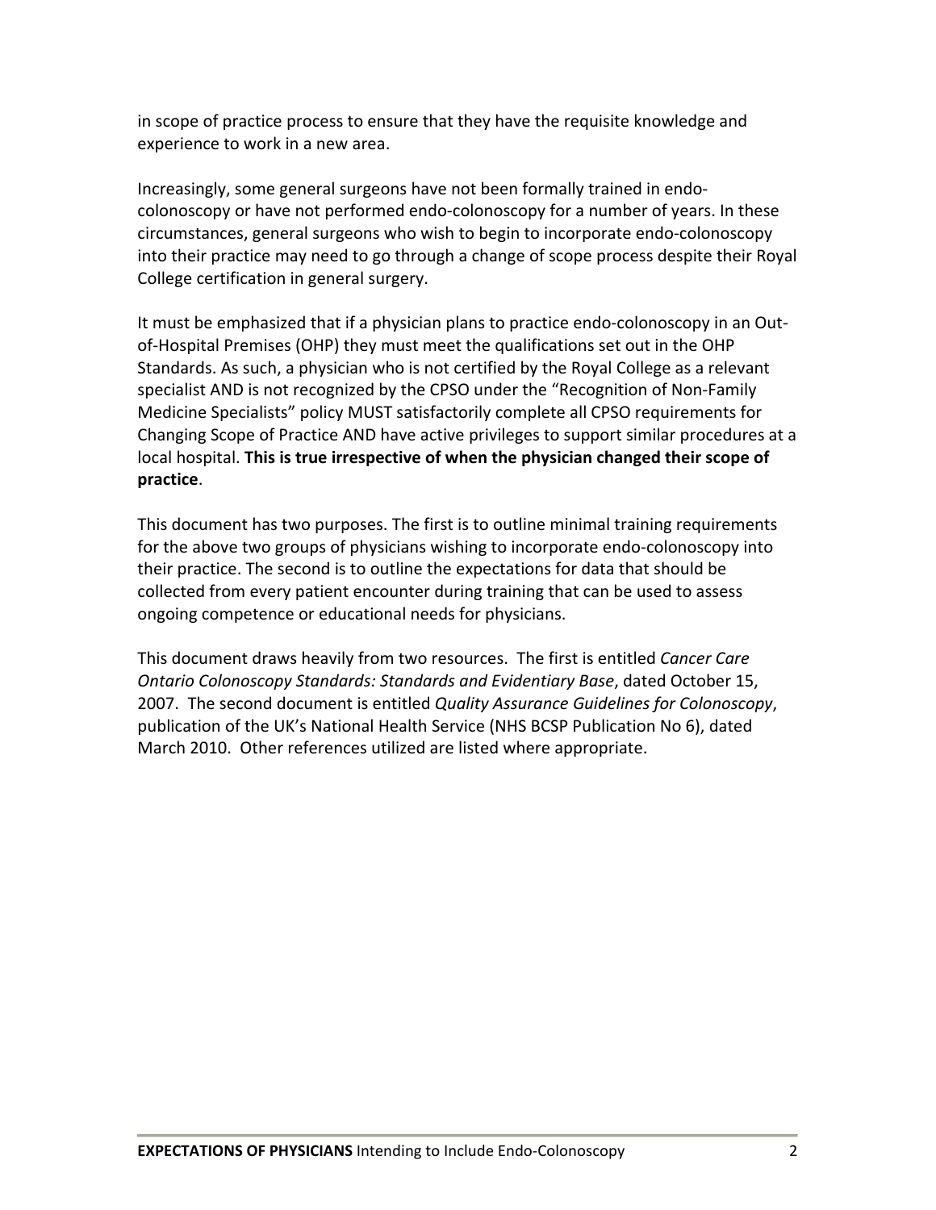in scope of practice process to ensure that they have the requisite knowledge and experience to work in a new area.

Increasingly, some general surgeons have not been formally trained in endo-colonoscopy or have not performed endo-colonoscopy for a number of years. In these circumstances, general surgeons who wish to begin to incorporate endo-colonoscopy into their practice may need to go through a change of scope process despite their Royal College certification in general surgery.

It must be emphasized that if a physician plans to practice endo-colonoscopy in an Out-of-Hospital Premises (OHP) they must meet the qualifications set out in the OHP Standards. As such, a physician who is not certified by the Royal College as a relevant specialist AND is not recognized by the CPSO under the "Recognition of Non-Family Medicine Specialists" policy MUST satisfactorily complete all CPSO requirements for Changing Scope of Practice AND have active privileges to support similar procedures at a local hospital. **This is true irrespective of when the physician changed their scope of practice**.

This document has two purposes. The first is to outline minimal training requirements for the above two groups of physicians wishing to incorporate endo-colonoscopy into their practice. The second is to outline the expectations for data that should be collected from every patient encounter during training that can be used to assess ongoing competence or educational needs for physicians.

This document draws heavily from two resources. The first is entitled *Cancer Care Ontario Colonoscopy Standards: Standards and Evidentiary Base*, dated October 15, 2007. The second document is entitled *Quality Assurance Guidelines for Colonoscopy*, publication of the UK's National Health Service (NHS BCSP Publication No 6), dated March 2010. Other references utilized are listed where appropriate.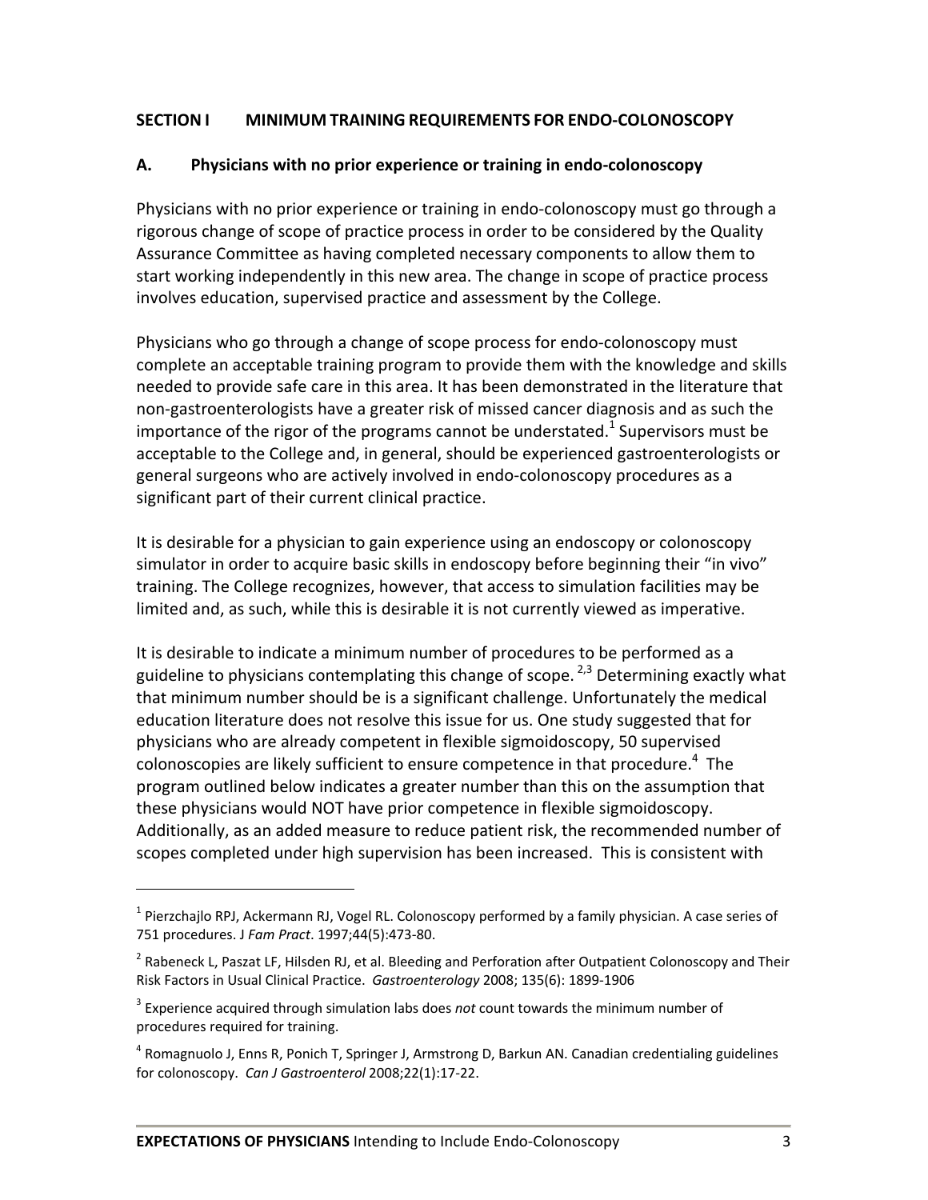## SECTION I MINIMUM TRAINING REQUIREMENTS FOR ENDO-COLONOSCOPY

### A. Physicians with no prior experience or training in endo-colonoscopy

Physicians with no prior experience or training in endo-colonoscopy must go through a rigorous change of scope of practice process in order to be considered by the Quality Assurance Committee as having completed necessary components to allow them to start working independently in this new area. The change in scope of practice process involves education, supervised practice and assessment by the College.

Physicians who go through a change of scope process for endo-colonoscopy must complete an acceptable training program to provide them with the knowledge and skills needed to provide safe care in this area. It has been demonstrated in the literature that non-gastroenterologists have a greater risk of missed cancer diagnosis and as such the importance of the rigor of the programs cannot be understated.[1] Supervisors must be acceptable to the College and, in general, should be experienced gastroenterologists or general surgeons who are actively involved in endo-colonoscopy procedures as a significant part of their current clinical practice.

It is desirable for a physician to gain experience using an endoscopy or colonoscopy simulator in order to acquire basic skills in endoscopy before beginning their "in vivo" training. The College recognizes, however, that access to simulation facilities may be limited and, as such, while this is desirable it is not currently viewed as imperative.

It is desirable to indicate a minimum number of procedures to be performed as a guideline to physicians contemplating this change of scope.[2,3] Determining exactly what that minimum number should be is a significant challenge. Unfortunately the medical education literature does not resolve this issue for us. One study suggested that for physicians who are already competent in flexible sigmoidoscopy, 50 supervised colonoscopies are likely sufficient to ensure competence in that procedure.[4] The program outlined below indicates a greater number than this on the assumption that these physicians would NOT have prior competence in flexible sigmoidoscopy. Additionally, as an added measure to reduce patient risk, the recommended number of scopes completed under high supervision has been increased. This is consistent with

---

[1] Pierzchajlo RPJ, Ackermann RJ, Vogel RL. Colonoscopy performed by a family physician. A case series of 751 procedures. J *Fam Pract*. 1997;44(5):473-80.

[2] Rabeneck L, Paszat LF, Hilsden RJ, et al. Bleeding and Perforation after Outpatient Colonoscopy and Their Risk Factors in Usual Clinical Practice. *Gastroenterology* 2008; 135(6): 1899-1906

[3] Experience acquired through simulation labs does *not* count towards the minimum number of procedures required for training.

[4] Romagnuolo J, Enns R, Ponich T, Springer J, Armstrong D, Barkun AN. Canadian credentialing guidelines for colonoscopy. *Can J Gastroenterol* 2008;22(1):17-22.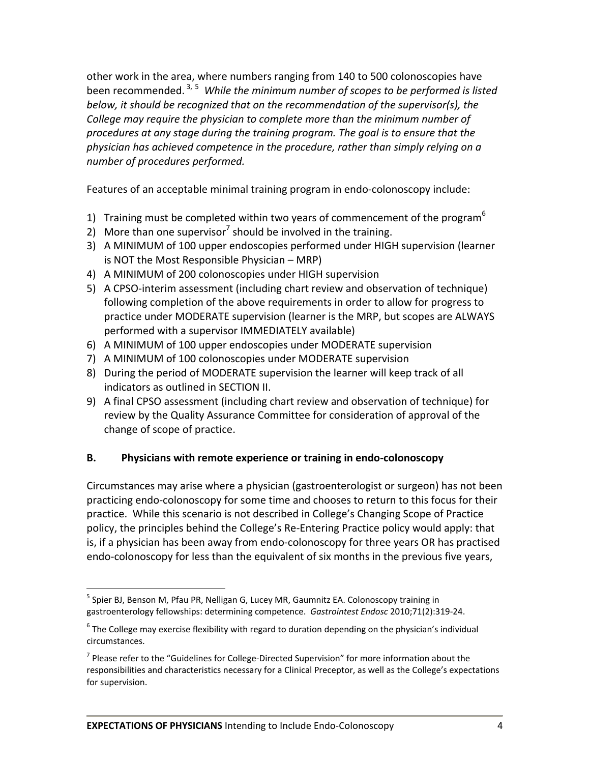other work in the area, where numbers ranging from 140 to 500 colonoscopies have been recommended.[3, 5] *While the minimum number of scopes to be performed is listed below, it should be recognized that on the recommendation of the supervisor(s), the College may require the physician to complete more than the minimum number of procedures at any stage during the training program. The goal is to ensure that the physician has achieved competence in the procedure, rather than simply relying on a number of procedures performed.*

Features of an acceptable minimal training program in endo-colonoscopy include:

1) Training must be completed within two years of commencement of the program[6]
2) More than one supervisor[7] should be involved in the training.
3) A MINIMUM of 100 upper endoscopies performed under HIGH supervision (learner is NOT the Most Responsible Physician – MRP)
4) A MINIMUM of 200 colonoscopies under HIGH supervision
5) A CPSO-interim assessment (including chart review and observation of technique) following completion of the above requirements in order to allow for progress to practice under MODERATE supervision (learner is the MRP, but scopes are ALWAYS performed with a supervisor IMMEDIATELY available)
6) A MINIMUM of 100 upper endoscopies under MODERATE supervision
7) A MINIMUM of 100 colonoscopies under MODERATE supervision
8) During the period of MODERATE supervision the learner will keep track of all indicators as outlined in SECTION II.
9) A final CPSO assessment (including chart review and observation of technique) for review by the Quality Assurance Committee for consideration of approval of the change of scope of practice.

### B. Physicians with remote experience or training in endo-colonoscopy

Circumstances may arise where a physician (gastroenterologist or surgeon) has not been practicing endo-colonoscopy for some time and chooses to return to this focus for their practice. While this scenario is not described in College's Changing Scope of Practice policy, the principles behind the College's Re-Entering Practice policy would apply: that is, if a physician has been away from endo-colonoscopy for three years OR has practised endo-colonoscopy for less than the equivalent of six months in the previous five years,

---

[5] Spier BJ, Benson M, Pfau PR, Nelligan G, Lucey MR, Gaumnitz EA. Colonoscopy training in gastroenterology fellowships: determining competence. *Gastrointest Endosc* 2010;71(2):319-24.

[6] The College may exercise flexibility with regard to duration depending on the physician's individual circumstances.

[7] Please refer to the "Guidelines for College-Directed Supervision" for more information about the responsibilities and characteristics necessary for a Clinical Preceptor, as well as the College's expectations for supervision.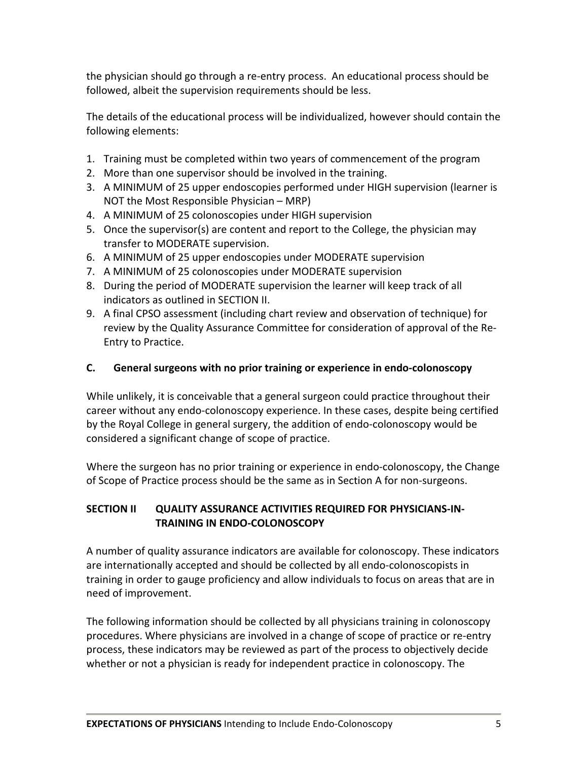the physician should go through a re-entry process. An educational process should be followed, albeit the supervision requirements should be less.

The details of the educational process will be individualized, however should contain the following elements:

1. Training must be completed within two years of commencement of the program
2. More than one supervisor should be involved in the training.
3. A MINIMUM of 25 upper endoscopies performed under HIGH supervision (learner is NOT the Most Responsible Physician – MRP)
4. A MINIMUM of 25 colonoscopies under HIGH supervision
5. Once the supervisor(s) are content and report to the College, the physician may transfer to MODERATE supervision.
6. A MINIMUM of 25 upper endoscopies under MODERATE supervision
7. A MINIMUM of 25 colonoscopies under MODERATE supervision
8. During the period of MODERATE supervision the learner will keep track of all indicators as outlined in SECTION II.
9. A final CPSO assessment (including chart review and observation of technique) for review by the Quality Assurance Committee for consideration of approval of the Re-Entry to Practice.

### C. General surgeons with no prior training or experience in endo-colonoscopy

While unlikely, it is conceivable that a general surgeon could practice throughout their career without any endo-colonoscopy experience. In these cases, despite being certified by the Royal College in general surgery, the addition of endo-colonoscopy would be considered a significant change of scope of practice.

Where the surgeon has no prior training or experience in endo-colonoscopy, the Change of Scope of Practice process should be the same as in Section A for non-surgeons.

## SECTION II QUALITY ASSURANCE ACTIVITIES REQUIRED FOR PHYSICIANS-IN-TRAINING IN ENDO-COLONOSCOPY

A number of quality assurance indicators are available for colonoscopy. These indicators are internationally accepted and should be collected by all endo-colonoscopists in training in order to gauge proficiency and allow individuals to focus on areas that are in need of improvement.

The following information should be collected by all physicians training in colonoscopy procedures. Where physicians are involved in a change of scope of practice or re-entry process, these indicators may be reviewed as part of the process to objectively decide whether or not a physician is ready for independent practice in colonoscopy. The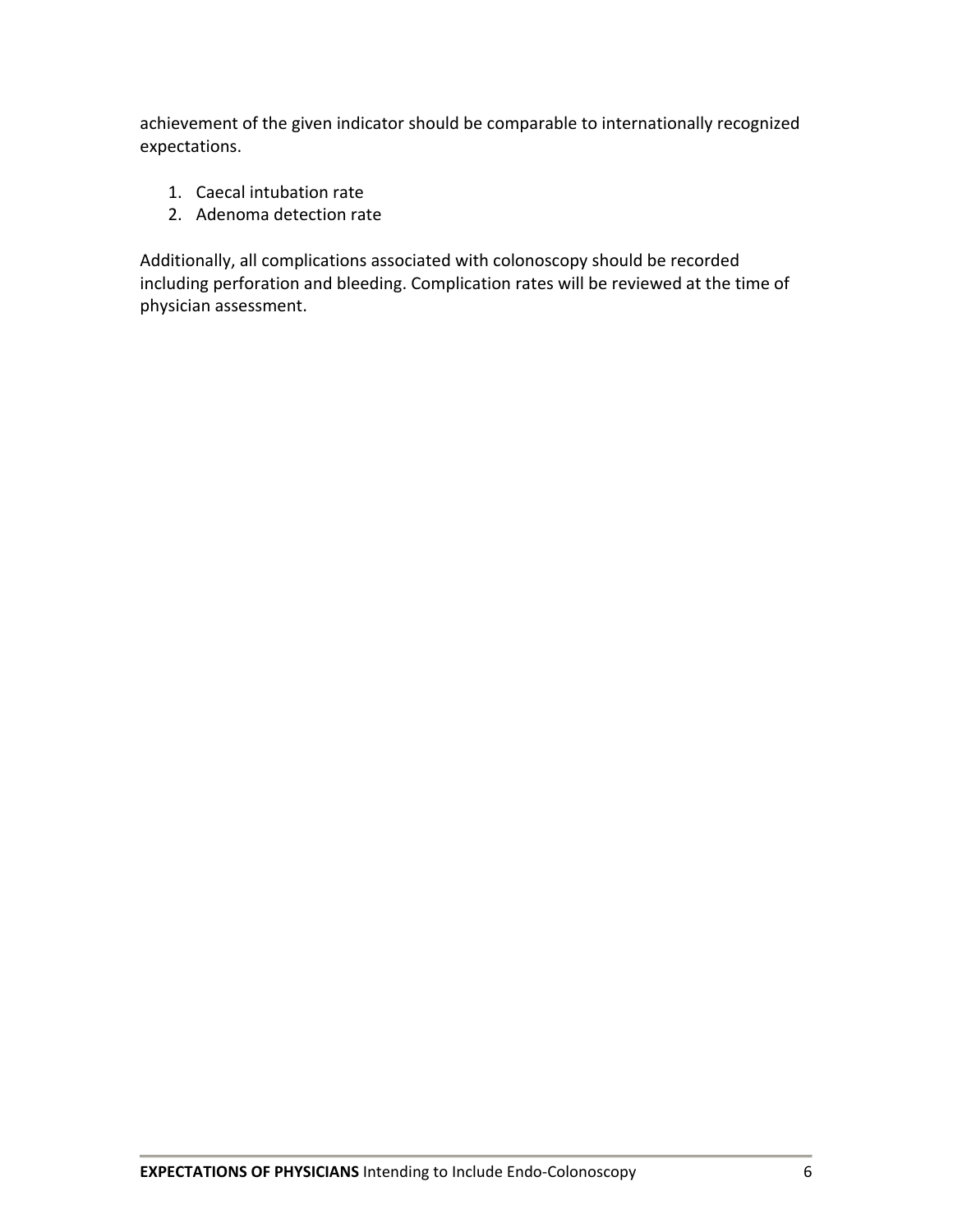achievement of the given indicator should be comparable to internationally recognized expectations.

1. Caecal intubation rate
2. Adenoma detection rate

Additionally, all complications associated with colonoscopy should be recorded including perforation and bleeding. Complication rates will be reviewed at the time of physician assessment.